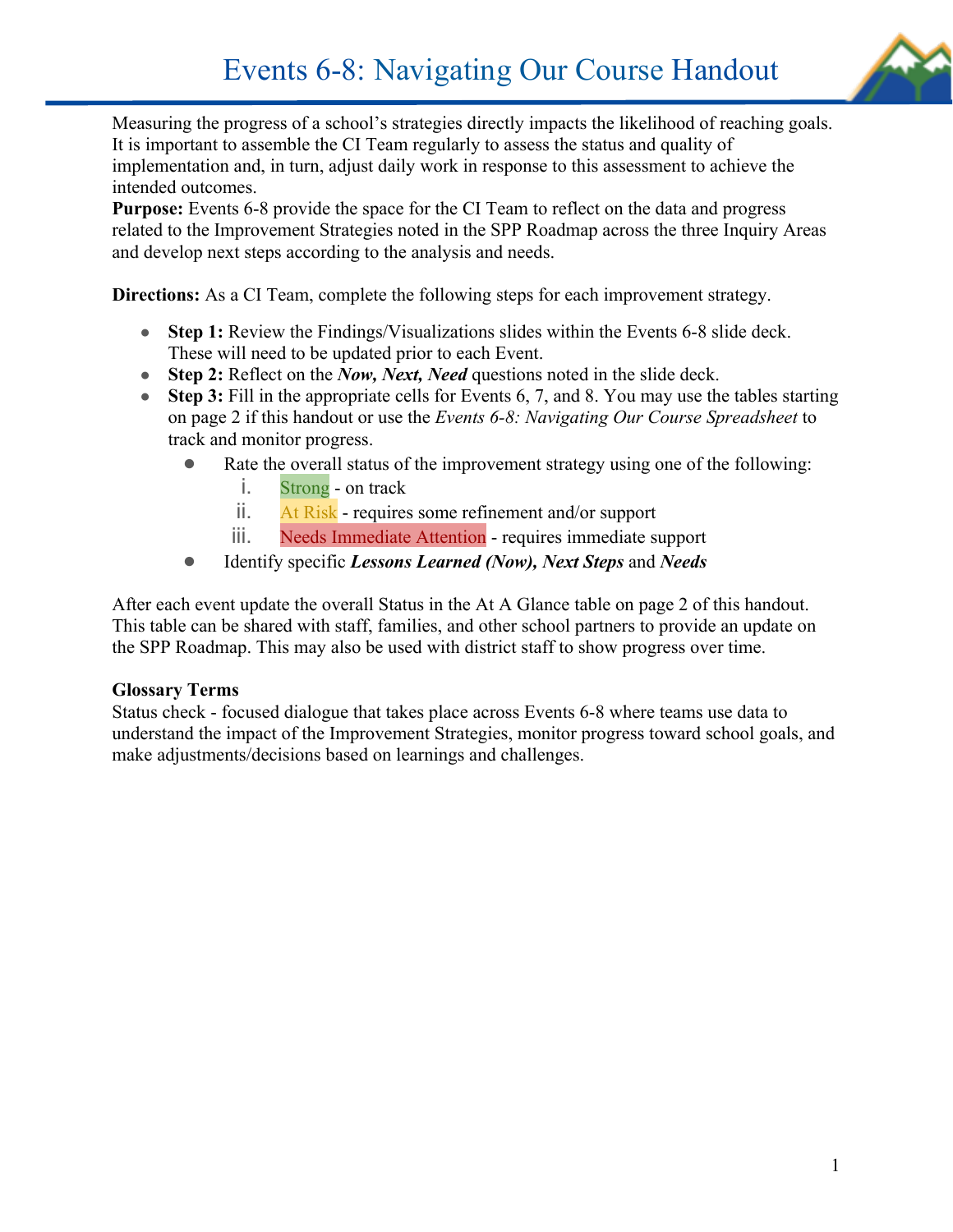# Events 6-8: Navigating Our Course Handout

Measuring the progress of a school's strategies directly impacts the likelihood of reaching goals. It is important to assemble the CI Team regularly to assess the status and quality of implementation and, in turn, adjust daily work in response to this assessment to achieve the intended outcomes.

**Purpose:** Events 6-8 provide the space for the CI Team to reflect on the data and progress related to the Improvement Strategies noted in the SPP Roadmap across the three Inquiry Areas and develop next steps according to the analysis and needs.

**Directions:** As a CI Team, complete the following steps for each improvement strategy.

- **Step 1:** Review the Findings/Visualizations slides within the Events 6-8 slide deck. These will need to be updated prior to each Event.
- **Step 2:** Reflect on the ***Now, Next, Need*** questions noted in the slide deck.
- **Step 3:** Fill in the appropriate cells for Events 6, 7, and 8. You may use the tables starting on page 2 if this handout or use the *Events 6-8: Navigating Our Course Spreadsheet* to track and monitor progress.
    - Rate the overall status of the improvement strategy using one of the following:
        i. Strong - on track
        ii. At Risk - requires some refinement and/or support
        iii. Needs Immediate Attention - requires immediate support
    - Identify specific ***Lessons Learned (Now), Next Steps*** and ***Needs***

After each event update the overall Status in the At A Glance table on page 2 of this handout. This table can be shared with staff, families, and other school partners to provide an update on the SPP Roadmap. This may also be used with district staff to show progress over time.

**Glossary Terms**

Status check - focused dialogue that takes place across Events 6-8 where teams use data to understand the impact of the Improvement Strategies, monitor progress toward school goals, and make adjustments/decisions based on learnings and challenges.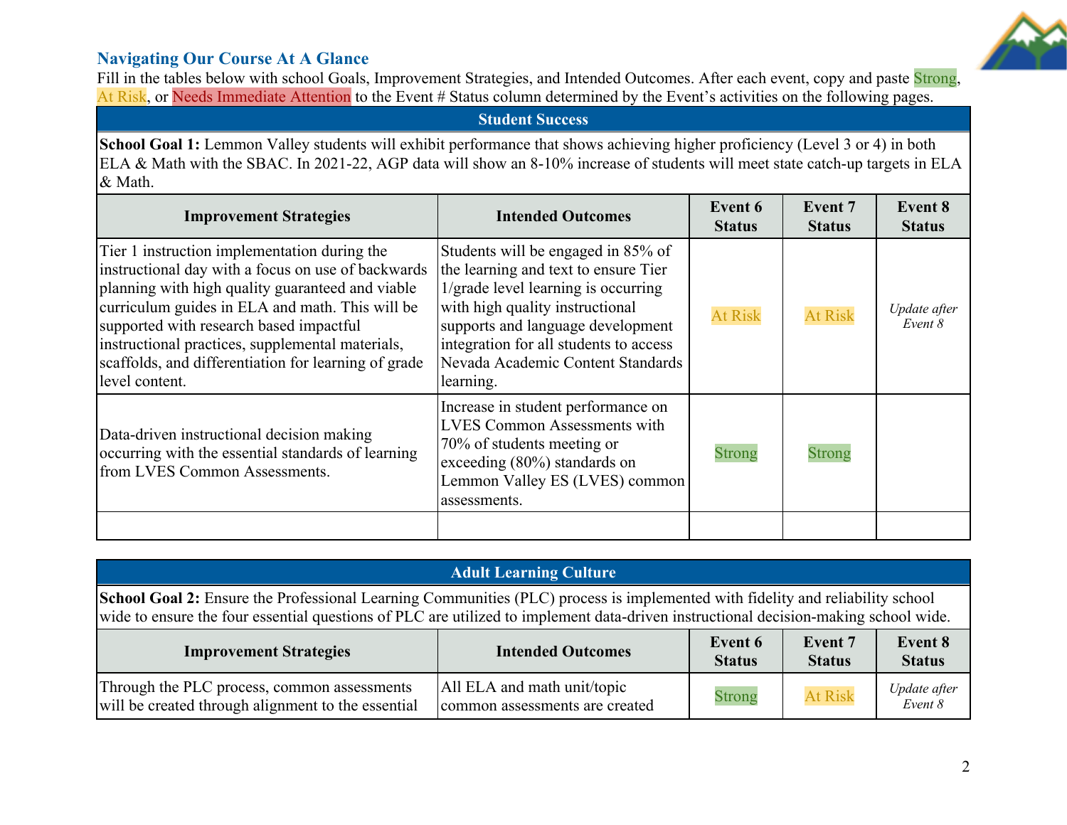## Navigating Our Course At A Glance

Fill in the tables below with school Goals, Improvement Strategies, and Intended Outcomes. After each event, copy and paste Strong, At Risk, or Needs Immediate Attention to the Event # Status column determined by the Event's activities on the following pages.

| Student Success | | | | |
|---|---|---|---|---|
| **School Goal 1:** Lemmon Valley students will exhibit performance that shows achieving higher proficiency (Level 3 or 4) in both ELA & Math with the SBAC. In 2021-22, AGP data will show an 8-10% increase of students will meet state catch-up targets in ELA & Math. | | | | |
| **Improvement Strategies** | **Intended Outcomes** | **Event 6 Status** | **Event 7 Status** | **Event 8 Status** |
| Tier 1 instruction implementation during the instructional day with a focus on use of backwards planning with high quality guaranteed and viable curriculum guides in ELA and math. This will be supported with research based impactful instructional practices, supplemental materials, scaffolds, and differentiation for learning of grade level content. | Students will be engaged in 85% of the learning and text to ensure Tier 1/grade level learning is occurring with high quality instructional supports and language development integration for all students to access Nevada Academic Content Standards learning. | At Risk | At Risk | *Update after Event 8* |
| Data-driven instructional decision making occurring with the essential standards of learning from LVES Common Assessments. | Increase in student performance on LVES Common Assessments with 70% of students meeting or exceeding (80%) standards on Lemmon Valley ES (LVES) common assessments. | Strong | Strong | |
| | | | | |

| Adult Learning Culture | | | | |
|---|---|---|---|---|
| **School Goal 2:** Ensure the Professional Learning Communities (PLC) process is implemented with fidelity and reliability school wide to ensure the four essential questions of PLC are utilized to implement data-driven instructional decision-making school wide. | | | | |
| **Improvement Strategies** | **Intended Outcomes** | **Event 6 Status** | **Event 7 Status** | **Event 8 Status** |
| Through the PLC process, common assessments will be created through alignment to the essential | All ELA and math unit/topic common assessments are created | Strong | At Risk | *Update after Event 8* |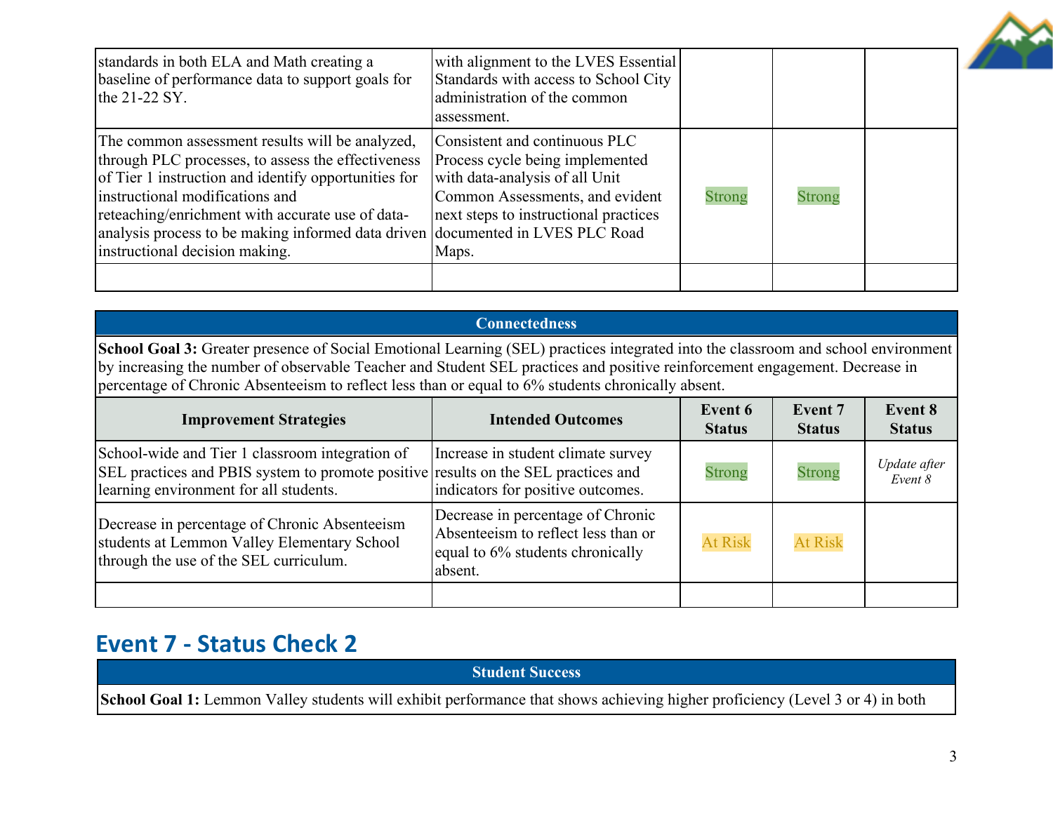| | | | | |
|---|---|---|---|---|
| standards in both ELA and Math creating a baseline of performance data to support goals for the 21-22 SY. | with alignment to the LVES Essential Standards with access to School City administration of the common assessment. | | | |
| The common assessment results will be analyzed, through PLC processes, to assess the effectiveness of Tier 1 instruction and identify opportunities for instructional modifications and reteaching/enrichment with accurate use of data-analysis process to be making informed data driven instructional decision making. | Consistent and continuous PLC Process cycle being implemented with data-analysis of all Unit Common Assessments, and evident next steps to instructional practices documented in LVES PLC Road Maps. | Strong | Strong | |
| | | | | |

| Connectedness | | | | |
|---|---|---|---|---|
| **School Goal 3:** Greater presence of Social Emotional Learning (SEL) practices integrated into the classroom and school environment by increasing the number of observable Teacher and Student SEL practices and positive reinforcement engagement. Decrease in percentage of Chronic Absenteeism to reflect less than or equal to 6% students chronically absent. | | | | |
| **Improvement Strategies** | **Intended Outcomes** | **Event 6 Status** | **Event 7 Status** | **Event 8 Status** |
| School-wide and Tier 1 classroom integration of SEL practices and PBIS system to promote positive learning environment for all students. | Increase in student climate survey results on the SEL practices and indicators for positive outcomes. | Strong | Strong | *Update after Event 8* |
| Decrease in percentage of Chronic Absenteeism students at Lemmon Valley Elementary School through the use of the SEL curriculum. | Decrease in percentage of Chronic Absenteeism to reflect less than or equal to 6% students chronically absent. | At Risk | At Risk | |
| | | | | |

## Event 7 - Status Check 2

| Student Success |
|---|
| **School Goal 1:** Lemmon Valley students will exhibit performance that shows achieving higher proficiency (Level 3 or 4) in both |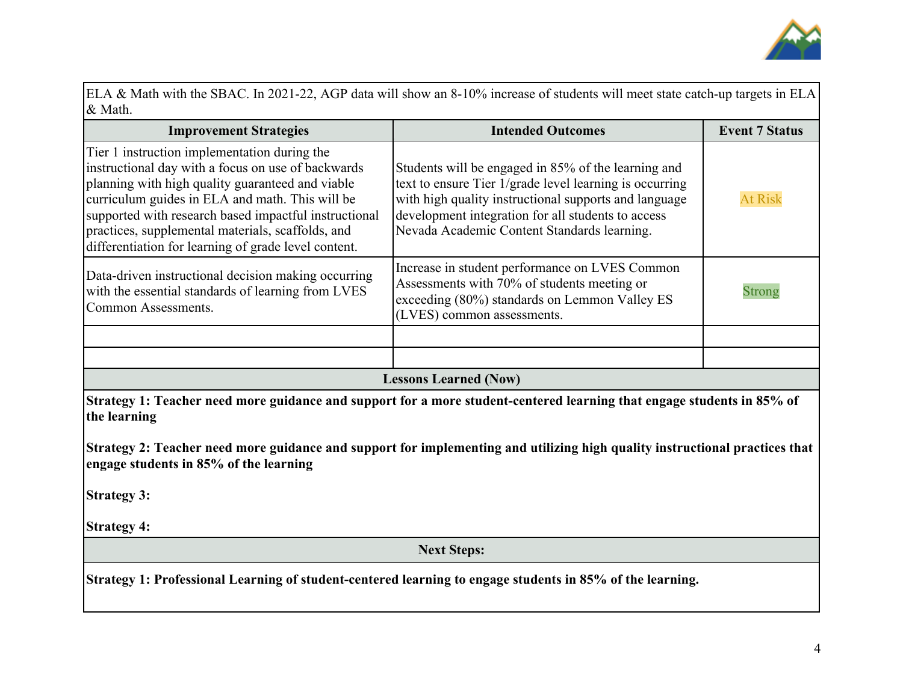| ELA & Math with the SBAC. In 2021-22, AGP data will show an 8-10% increase of students will meet state catch-up targets in ELA & Math. | | |
|---|---|---|
| **Improvement Strategies** | **Intended Outcomes** | **Event 7 Status** |
| Tier 1 instruction implementation during the instructional day with a focus on use of backwards planning with high quality guaranteed and viable curriculum guides in ELA and math. This will be supported with research based impactful instructional practices, supplemental materials, scaffolds, and differentiation for learning of grade level content. | Students will be engaged in 85% of the learning and text to ensure Tier 1/grade level learning is occurring with high quality instructional supports and language development integration for all students to access Nevada Academic Content Standards learning. | At Risk |
| Data-driven instructional decision making occurring with the essential standards of learning from LVES Common Assessments. | Increase in student performance on LVES Common Assessments with 70% of students meeting or exceeding (80%) standards on Lemmon Valley ES (LVES) common assessments. | Strong |
| | | |
| | | |

**Lessons Learned (Now)**

**Strategy 1: Teacher need more guidance and support for a more student-centered learning that engage students in 85% of the learning**

**Strategy 2: Teacher need more guidance and support for implementing and utilizing high quality instructional practices that engage students in 85% of the learning**

**Strategy 3:**

**Strategy 4:**

**Next Steps:**

**Strategy 1: Professional Learning of student-centered learning to engage students in 85% of the learning.**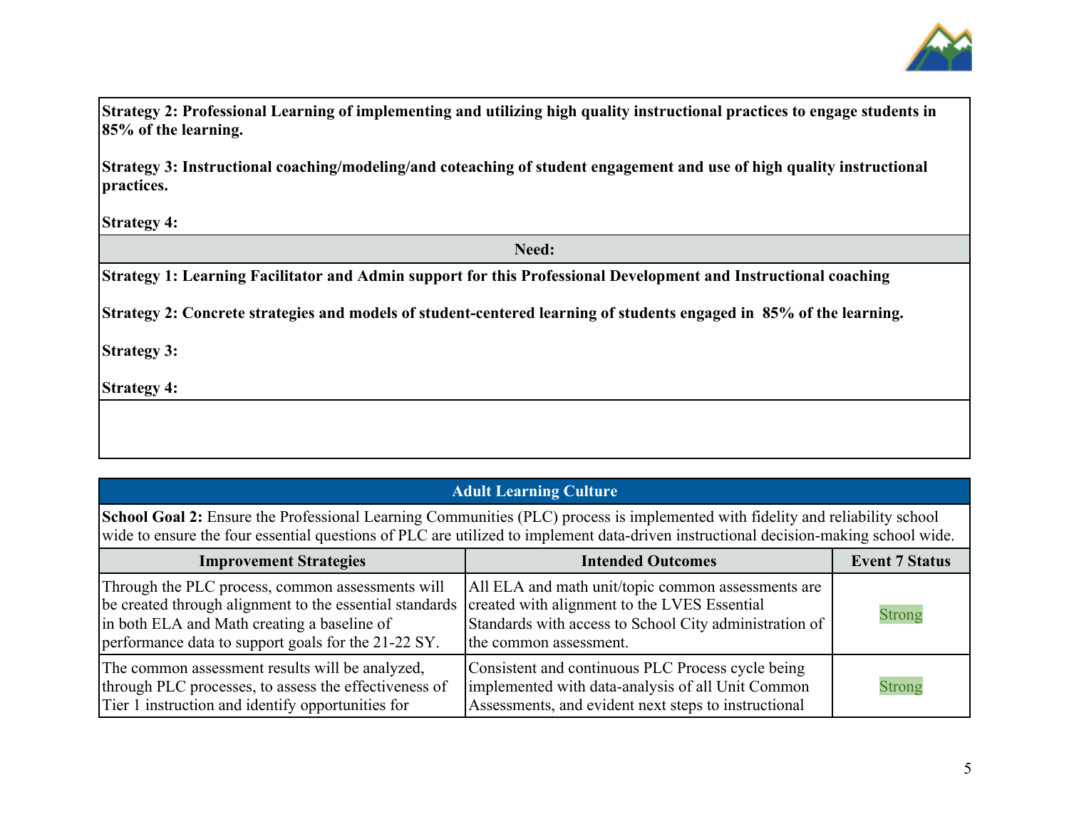**Strategy 2: Professional Learning of implementing and utilizing high quality instructional practices to engage students in 85% of the learning.**

**Strategy 3: Instructional coaching/modeling/and coteaching of student engagement and use of high quality instructional practices.**

**Strategy 4:**

**Need:**

**Strategy 1: Learning Facilitator and Admin support for this Professional Development and Instructional coaching**

**Strategy 2: Concrete strategies and models of student-centered learning of students engaged in 85% of the learning.**

**Strategy 3:**

**Strategy 4:**

## Adult Learning Culture

**School Goal 2:** Ensure the Professional Learning Communities (PLC) process is implemented with fidelity and reliability school wide to ensure the four essential questions of PLC are utilized to implement data-driven instructional decision-making school wide.

| Improvement Strategies | Intended Outcomes | Event 7 Status |
|---|---|---|
| Through the PLC process, common assessments will be created through alignment to the essential standards in both ELA and Math creating a baseline of performance data to support goals for the 21-22 SY. | All ELA and math unit/topic common assessments are created with alignment to the LVES Essential Standards with access to School City administration of the common assessment. | Strong |
| The common assessment results will be analyzed, through PLC processes, to assess the effectiveness of Tier 1 instruction and identify opportunities for | Consistent and continuous PLC Process cycle being implemented with data-analysis of all Unit Common Assessments, and evident next steps to instructional | Strong |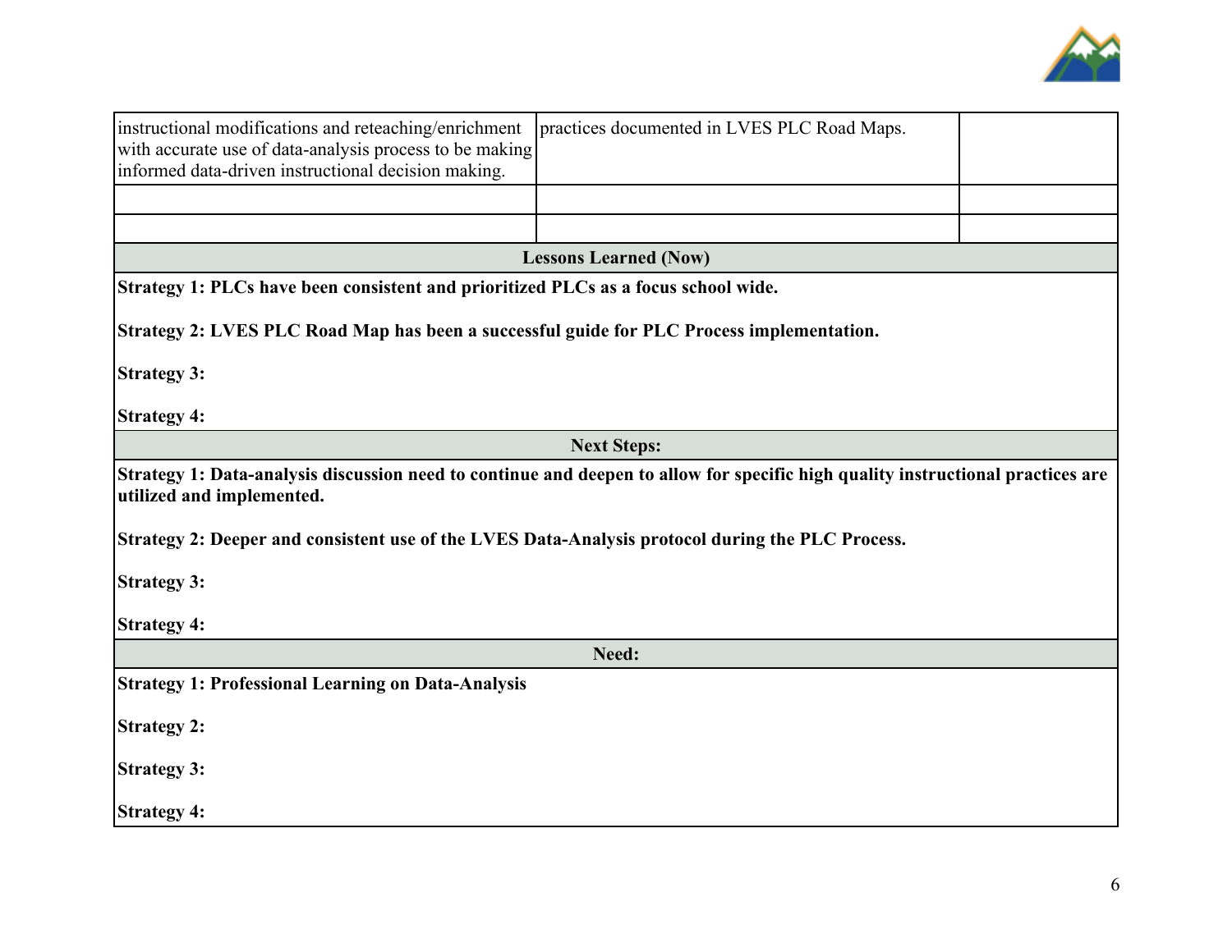| | | |
|---|---|---|
| instructional modifications and reteaching/enrichment with accurate use of data-analysis process to be making informed data-driven instructional decision making. | practices documented in LVES PLC Road Maps. | |
| | | |
| | | |

| Lessons Learned (Now) |
|---|
| **Strategy 1: PLCs have been consistent and prioritized PLCs as a focus school wide.**<br><br>**Strategy 2: LVES PLC Road Map has been a successful guide for PLC Process implementation.**<br><br>**Strategy 3:**<br><br>**Strategy 4:** |
| **Next Steps:** |
| **Strategy 1: Data-analysis discussion need to continue and deepen to allow for specific high quality instructional practices are utilized and implemented.**<br><br>**Strategy 2: Deeper and consistent use of the LVES Data-Analysis protocol during the PLC Process.**<br><br>**Strategy 3:**<br><br>**Strategy 4:** |
| **Need:** |
| **Strategy 1: Professional Learning on Data-Analysis**<br><br>**Strategy 2:**<br><br>**Strategy 3:**<br><br>**Strategy 4:** |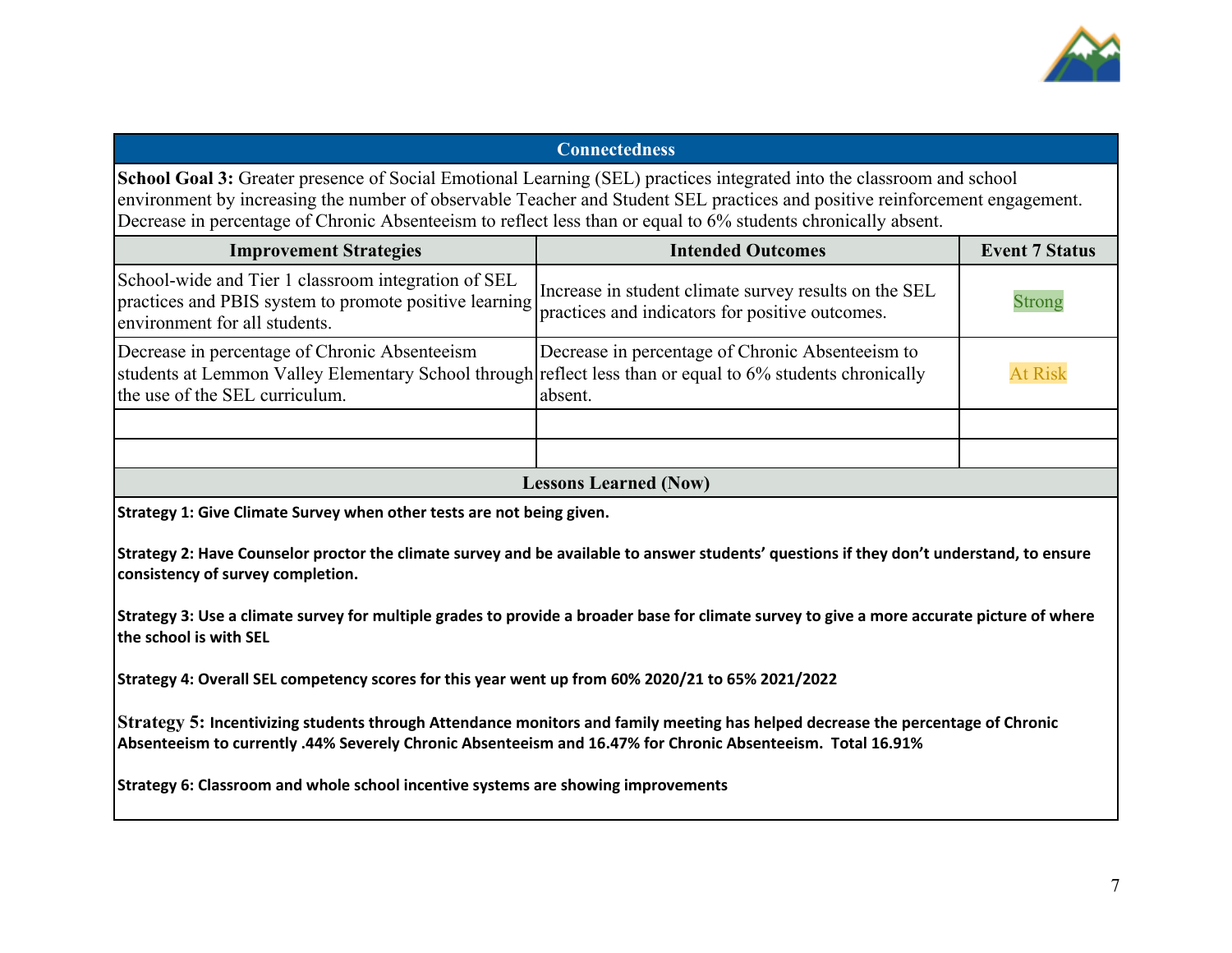| Connectedness | | |
|---|---|---|
| **School Goal 3:** Greater presence of Social Emotional Learning (SEL) practices integrated into the classroom and school environment by increasing the number of observable Teacher and Student SEL practices and positive reinforcement engagement. Decrease in percentage of Chronic Absenteeism to reflect less than or equal to 6% students chronically absent. | | |
| **Improvement Strategies** | **Intended Outcomes** | **Event 7 Status** |
| School-wide and Tier 1 classroom integration of SEL practices and PBIS system to promote positive learning environment for all students. | Increase in student climate survey results on the SEL practices and indicators for positive outcomes. | Strong |
| Decrease in percentage of Chronic Absenteeism students at Lemmon Valley Elementary School through the use of the SEL curriculum. | Decrease in percentage of Chronic Absenteeism to reflect less than or equal to 6% students chronically absent. | At Risk |
| | | |
| | | |

**Lessons Learned (Now)**

**Strategy 1: Give Climate Survey when other tests are not being given.**

**Strategy 2: Have Counselor proctor the climate survey and be available to answer students' questions if they don't understand, to ensure consistency of survey completion.**

**Strategy 3: Use a climate survey for multiple grades to provide a broader base for climate survey to give a more accurate picture of where the school is with SEL**

**Strategy 4: Overall SEL competency scores for this year went up from 60% 2020/21 to 65% 2021/2022**

**Strategy 5: Incentivizing students through Attendance monitors and family meeting has helped decrease the percentage of Chronic Absenteeism to currently .44% Severely Chronic Absenteeism and 16.47% for Chronic Absenteeism. Total 16.91%**

**Strategy 6: Classroom and whole school incentive systems are showing improvements**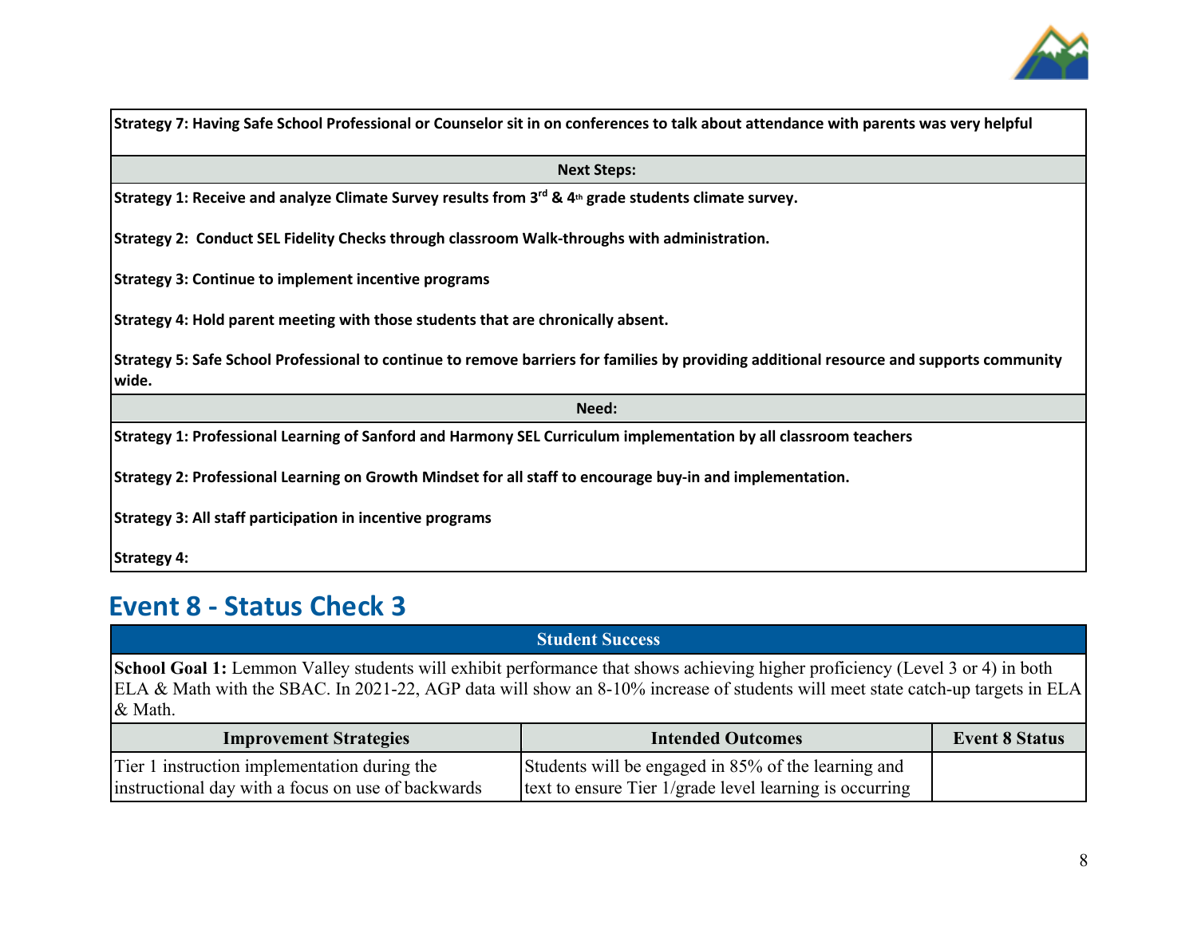| Strategy 7: Having Safe School Professional or Counselor sit in on conferences to talk about attendance with parents was very helpful |
|---|
| **Next Steps:** |
| **Strategy 1: Receive and analyze Climate Survey results from 3rd & 4th grade students climate survey.**<br><br>**Strategy 2: Conduct SEL Fidelity Checks through classroom Walk-throughs with administration.**<br><br>**Strategy 3: Continue to implement incentive programs**<br><br>**Strategy 4: Hold parent meeting with those students that are chronically absent.**<br><br>**Strategy 5: Safe School Professional to continue to remove barriers for families by providing additional resource and supports community wide.** |
| **Need:** |
| **Strategy 1: Professional Learning of Sanford and Harmony SEL Curriculum implementation by all classroom teachers**<br><br>**Strategy 2: Professional Learning on Growth Mindset for all staff to encourage buy-in and implementation.**<br><br>**Strategy 3: All staff participation in incentive programs**<br><br>**Strategy 4:** |

## Event 8 - Status Check 3

| **Student Success** | | |
|---|---|---|
| **School Goal 1:** Lemmon Valley students will exhibit performance that shows achieving higher proficiency (Level 3 or 4) in both ELA & Math with the SBAC. In 2021-22, AGP data will show an 8-10% increase of students will meet state catch-up targets in ELA & Math. | | |
| **Improvement Strategies** | **Intended Outcomes** | **Event 8 Status** |
| Tier 1 instruction implementation during the instructional day with a focus on use of backwards | Students will be engaged in 85% of the learning and text to ensure Tier 1/grade level learning is occurring | |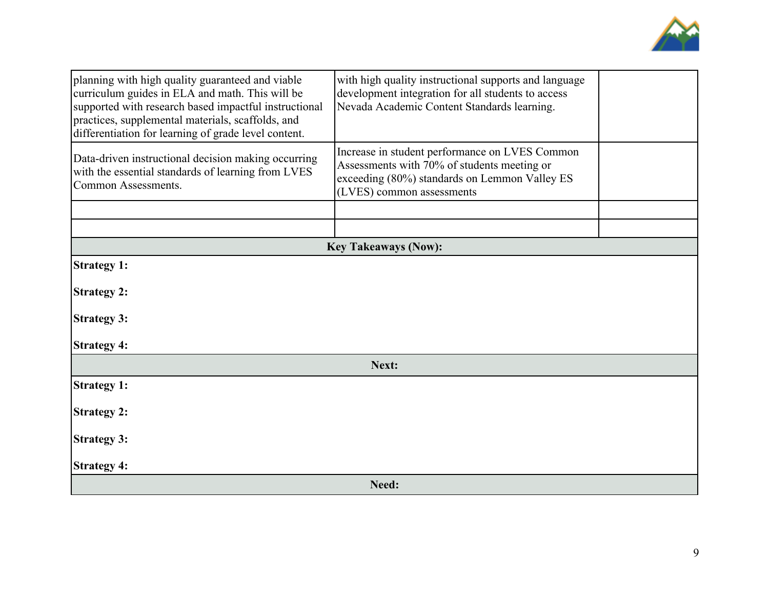| | | |
|---|---|---|
| planning with high quality guaranteed and viable curriculum guides in ELA and math. This will be supported with research based impactful instructional practices, supplemental materials, scaffolds, and differentiation for learning of grade level content. | with high quality instructional supports and language development integration for all students to access Nevada Academic Content Standards learning. | |
| Data-driven instructional decision making occurring with the essential standards of learning from LVES Common Assessments. | Increase in student performance on LVES Common Assessments with 70% of students meeting or exceeding (80%) standards on Lemmon Valley ES (LVES) common assessments | |
| | | |
| | | |

**Key Takeaways (Now):**

**Strategy 1:**

**Strategy 2:**

**Strategy 3:**

**Strategy 4:**

**Next:**

**Strategy 1:**

**Strategy 2:**

**Strategy 3:**

**Strategy 4:**

**Need:**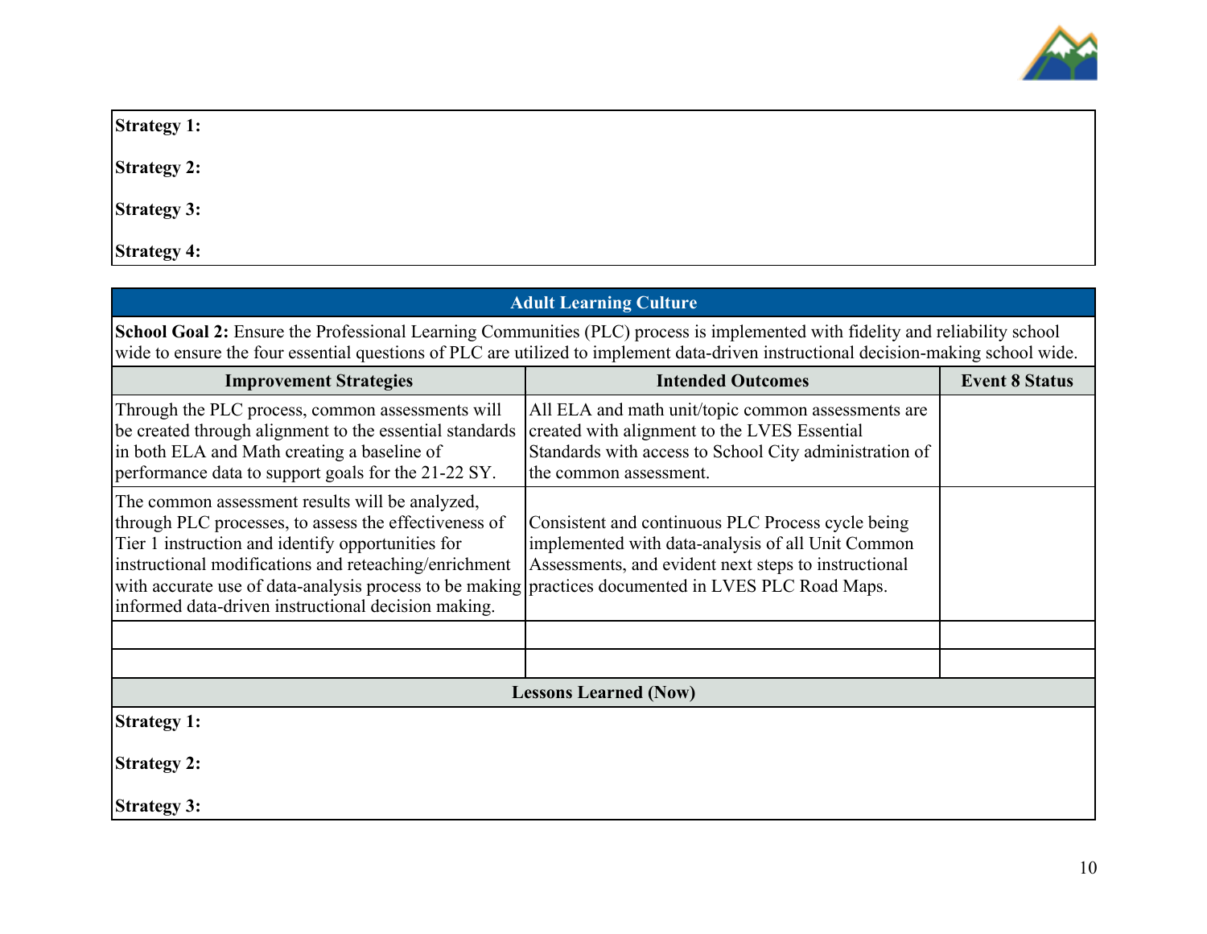| |
|---|
| **Strategy 1:** |
| **Strategy 2:** |
| **Strategy 3:** |
| **Strategy 4:** |

| Adult Learning Culture | | |
|---|---|---|
| **School Goal 2:** Ensure the Professional Learning Communities (PLC) process is implemented with fidelity and reliability school wide to ensure the four essential questions of PLC are utilized to implement data-driven instructional decision-making school wide. | | |
| **Improvement Strategies** | **Intended Outcomes** | **Event 8 Status** |
| Through the PLC process, common assessments will be created through alignment to the essential standards in both ELA and Math creating a baseline of performance data to support goals for the 21-22 SY. | All ELA and math unit/topic common assessments are created with alignment to the LVES Essential Standards with access to School City administration of the common assessment. | |
| The common assessment results will be analyzed, through PLC processes, to assess the effectiveness of Tier 1 instruction and identify opportunities for instructional modifications and reteaching/enrichment with accurate use of data-analysis process to be making informed data-driven instructional decision making. | Consistent and continuous PLC Process cycle being implemented with data-analysis of all Unit Common Assessments, and evident next steps to instructional practices documented in LVES PLC Road Maps. | |
| | | |
| | | |
| **Lessons Learned (Now)** | | |
| **Strategy 1:** | | |
| **Strategy 2:** | | |
| **Strategy 3:** | | |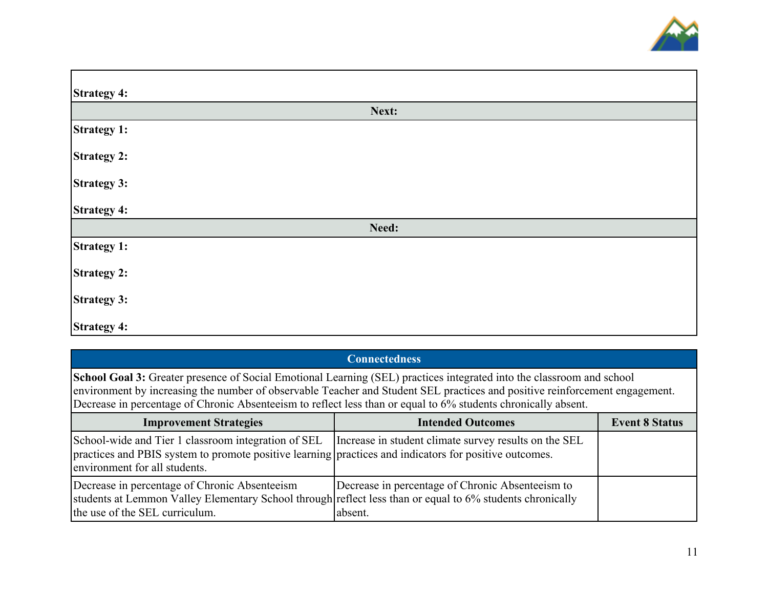| |
|---|
| **Strategy 4:** |
| **Next:** |
| **Strategy 1:**<br><br>**Strategy 2:**<br><br>**Strategy 3:**<br><br>**Strategy 4:** |
| **Need:** |
| **Strategy 1:**<br><br>**Strategy 2:**<br><br>**Strategy 3:**<br><br>**Strategy 4:** |

| **Connectedness** | | |
|---|---|---|
| **School Goal 3:** Greater presence of Social Emotional Learning (SEL) practices integrated into the classroom and school environment by increasing the number of observable Teacher and Student SEL practices and positive reinforcement engagement. Decrease in percentage of Chronic Absenteeism to reflect less than or equal to 6% students chronically absent. | | |
| **Improvement Strategies** | **Intended Outcomes** | **Event 8 Status** |
| School-wide and Tier 1 classroom integration of SEL practices and PBIS system to promote positive learning environment for all students. | Increase in student climate survey results on the SEL practices and indicators for positive outcomes. | |
| Decrease in percentage of Chronic Absenteeism students at Lemmon Valley Elementary School through the use of the SEL curriculum. | Decrease in percentage of Chronic Absenteeism to reflect less than or equal to 6% students chronically absent. | |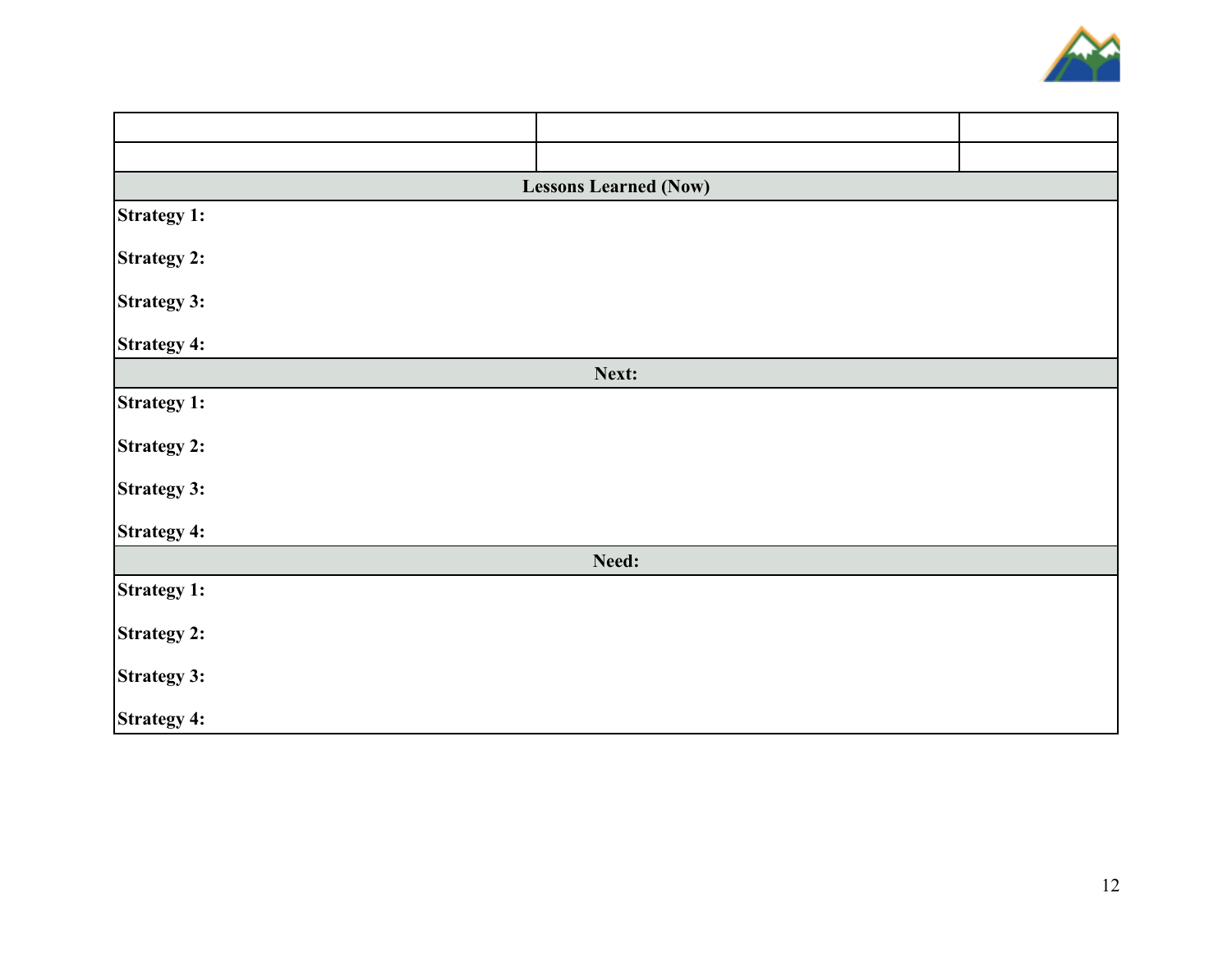| | | |
|---|---|---|
| | | |
| | | |
| **Lessons Learned (Now)** | | |
| **Strategy 1:**<br><br>**Strategy 2:**<br><br>**Strategy 3:**<br><br>**Strategy 4:** | | |
| **Next:** | | |
| **Strategy 1:**<br><br>**Strategy 2:**<br><br>**Strategy 3:**<br><br>**Strategy 4:** | | |
| **Need:** | | |
| **Strategy 1:**<br><br>**Strategy 2:**<br><br>**Strategy 3:**<br><br>**Strategy 4:** | | |